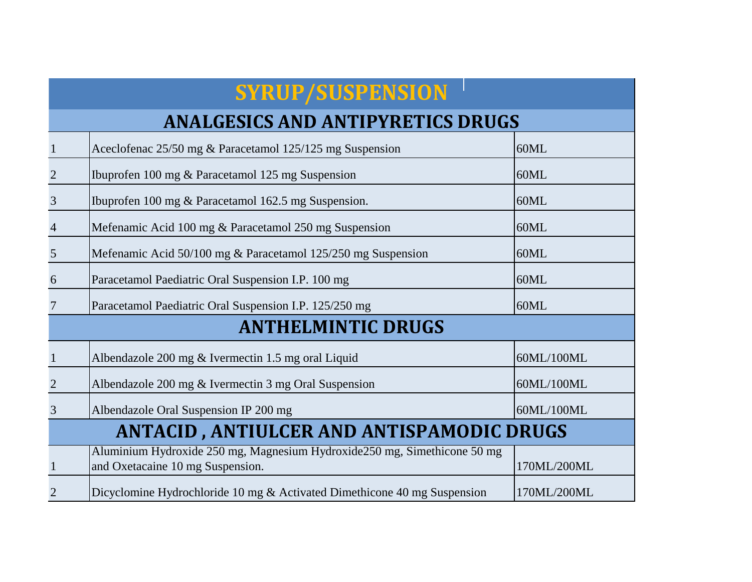# SYRUP/SUSPENSION

## ANALGESICS AND ANTIPYRETICS DRUGS

| | | |
|---|---|---|
| 1 | Aceclofenac 25/50 mg & Paracetamol 125/125 mg Suspension | 60ML |
| 2 | Ibuprofen 100 mg & Paracetamol 125 mg Suspension | 60ML |
| 3 | Ibuprofen 100 mg & Paracetamol 162.5 mg Suspension. | 60ML |
| 4 | Mefenamic Acid 100 mg & Paracetamol 250 mg Suspension | 60ML |
| 5 | Mefenamic Acid 50/100 mg & Paracetamol 125/250 mg Suspension | 60ML |
| 6 | Paracetamol Paediatric Oral Suspension I.P. 100 mg | 60ML |
| 7 | Paracetamol Paediatric Oral Suspension I.P. 125/250 mg | 60ML |

## ANTHELMINTIC DRUGS

| | | |
|---|---|---|
| 1 | Albendazole 200 mg & Ivermectin 1.5 mg oral Liquid | 60ML/100ML |
| 2 | Albendazole 200 mg & Ivermectin 3 mg Oral Suspension | 60ML/100ML |
| 3 | Albendazole Oral Suspension IP 200 mg | 60ML/100ML |

## ANTACID , ANTIULCER AND ANTISPAMODIC DRUGS

| | | |
|---|---|---|
| 1 | Aluminium Hydroxide 250 mg, Magnesium Hydroxide250 mg, Simethicone 50 mg and Oxetacaine 10 mg Suspension. | 170ML/200ML |
| 2 | Dicyclomine Hydrochloride 10 mg & Activated Dimethicone 40 mg Suspension | 170ML/200ML |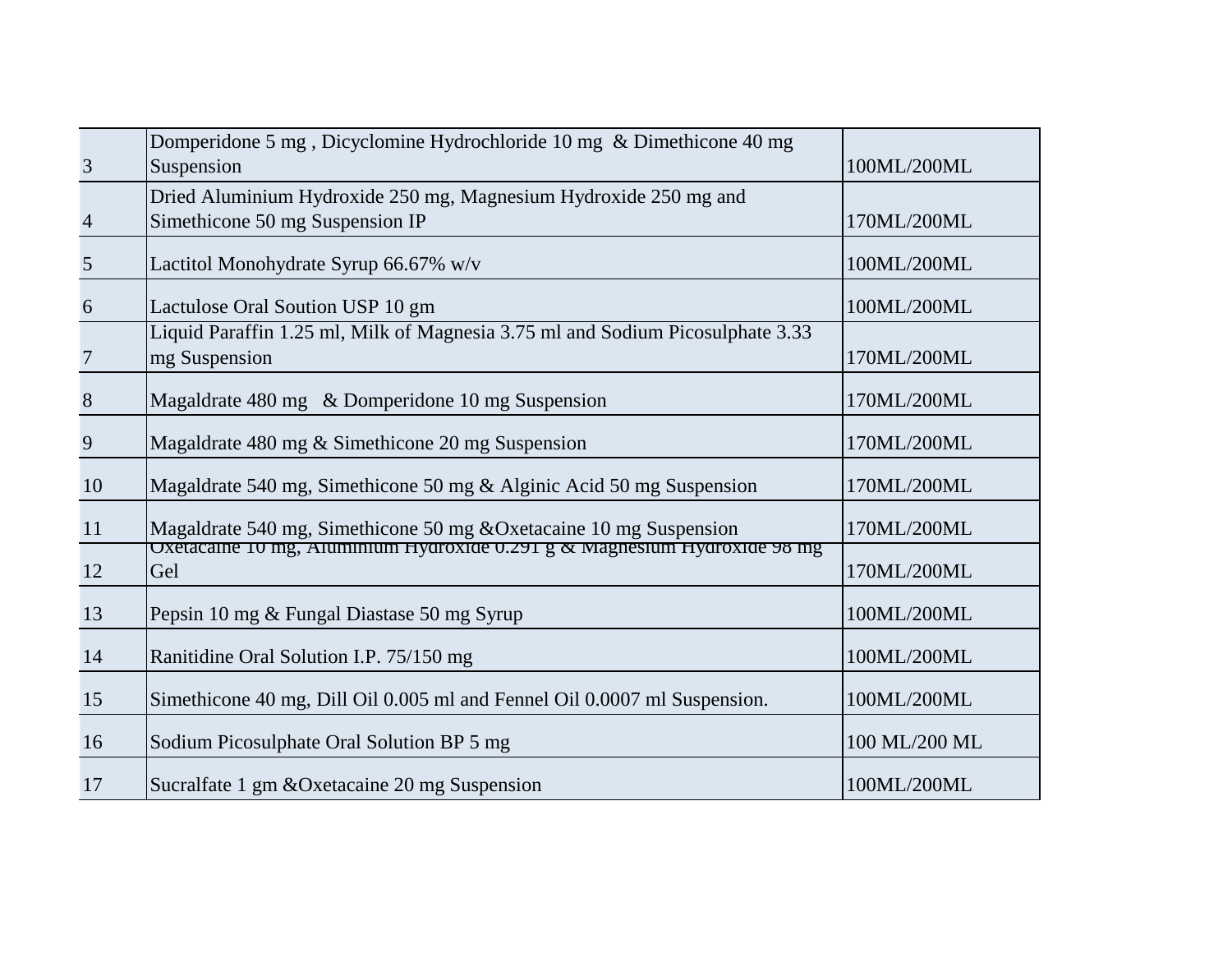| | | |
|---|---|---|
| 3 | Domperidone 5 mg , Dicyclomine Hydrochloride 10 mg & Dimethicone 40 mg Suspension | 100ML/200ML |
| 4 | Dried Aluminium Hydroxide 250 mg, Magnesium Hydroxide 250 mg and Simethicone 50 mg Suspension IP | 170ML/200ML |
| 5 | Lactitol Monohydrate Syrup 66.67% w/v | 100ML/200ML |
| 6 | Lactulose Oral Soution USP 10 gm | 100ML/200ML |
| 7 | Liquid Paraffin 1.25 ml, Milk of Magnesia 3.75 ml and Sodium Picosulphate 3.33 mg Suspension | 170ML/200ML |
| 8 | Magaldrate 480 mg & Domperidone 10 mg Suspension | 170ML/200ML |
| 9 | Magaldrate 480 mg & Simethicone 20 mg Suspension | 170ML/200ML |
| 10 | Magaldrate 540 mg, Simethicone 50 mg & Alginic Acid 50 mg Suspension | 170ML/200ML |
| 11 | Magaldrate 540 mg, Simethicone 50 mg &Oxetacaine 10 mg Suspension | 170ML/200ML |
| 12 | Oxetacaine 10 mg, Aluminium Hydroxide 0.291 g & Magnesium Hydroxide 98 mg Gel | 170ML/200ML |
| 13 | Pepsin 10 mg & Fungal Diastase 50 mg Syrup | 100ML/200ML |
| 14 | Ranitidine Oral Solution I.P. 75/150 mg | 100ML/200ML |
| 15 | Simethicone 40 mg, Dill Oil 0.005 ml and Fennel Oil 0.0007 ml Suspension. | 100ML/200ML |
| 16 | Sodium Picosulphate Oral Solution BP 5 mg | 100 ML/200 ML |
| 17 | Sucralfate 1 gm &Oxetacaine 20 mg Suspension | 100ML/200ML |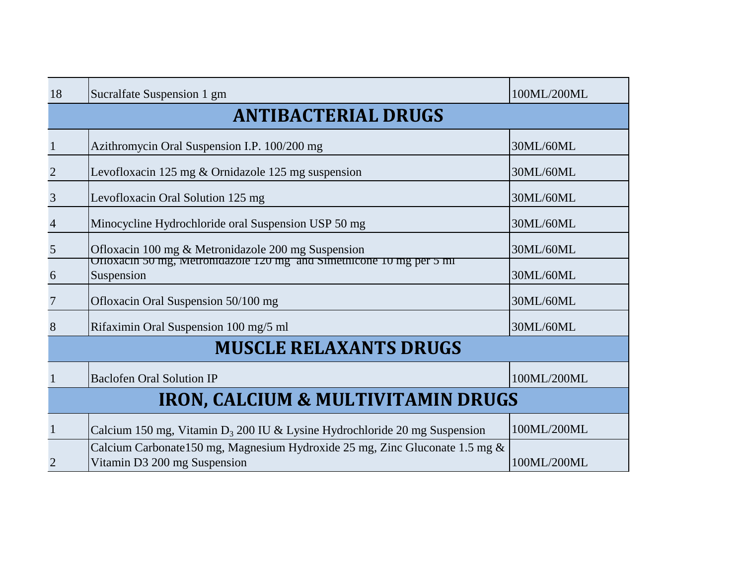| | | |
|---|---|---|
| 18 | Sucralfate Suspension 1 gm | 100ML/200ML |
| **ANTIBACTERIAL DRUGS** | | |
| 1 | Azithromycin Oral Suspension I.P. 100/200 mg | 30ML/60ML |
| 2 | Levofloxacin 125 mg & Ornidazole 125 mg suspension | 30ML/60ML |
| 3 | Levofloxacin Oral Solution 125 mg | 30ML/60ML |
| 4 | Minocycline Hydrochloride oral Suspension USP 50 mg | 30ML/60ML |
| 5 | Ofloxacin 100 mg & Metronidazole 200 mg Suspension | 30ML/60ML |
| 6 | Ofloxacin 50 mg, Metronidazole 120 mg and Simethicone 10 mg per 5 ml Suspension | 30ML/60ML |
| 7 | Ofloxacin Oral Suspension 50/100 mg | 30ML/60ML |
| 8 | Rifaximin Oral Suspension 100 mg/5 ml | 30ML/60ML |
| **MUSCLE RELAXANTS DRUGS** | | |
| 1 | Baclofen Oral Solution IP | 100ML/200ML |
| **IRON, CALCIUM & MULTIVITAMIN DRUGS** | | |
| 1 | Calcium 150 mg, Vitamin $D_3$ 200 IU & Lysine Hydrochloride 20 mg Suspension | 100ML/200ML |
| 2 | Calcium Carbonate150 mg, Magnesium Hydroxide 25 mg, Zinc Gluconate 1.5 mg & Vitamin D3 200 mg Suspension | 100ML/200ML |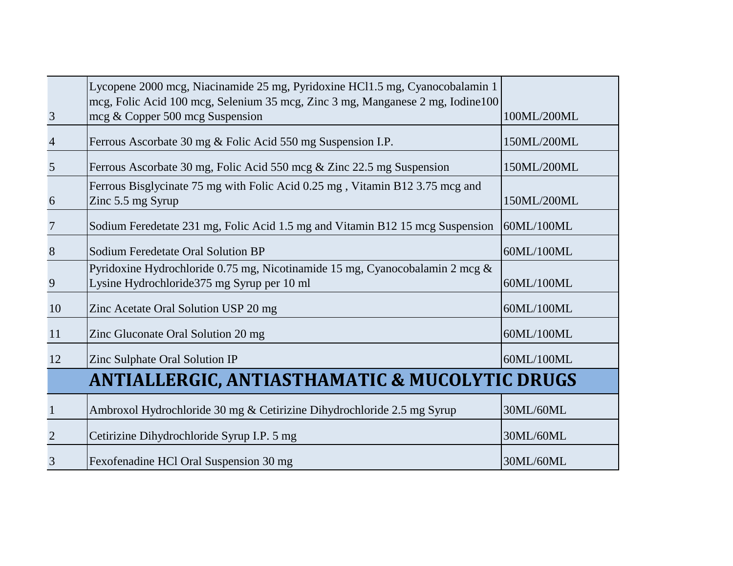| | | |
|---|---|---|
| 3 | Lycopene 2000 mcg, Niacinamide 25 mg, Pyridoxine HCl1.5 mg, Cyanocobalamin 1 mcg, Folic Acid 100 mcg, Selenium 35 mcg, Zinc 3 mg, Manganese 2 mg, Iodine100 mcg & Copper 500 mcg Suspension | 100ML/200ML |
| 4 | Ferrous Ascorbate 30 mg & Folic Acid 550 mg Suspension I.P. | 150ML/200ML |
| 5 | Ferrous Ascorbate 30 mg, Folic Acid 550 mcg & Zinc 22.5 mg Suspension | 150ML/200ML |
| 6 | Ferrous Bisglycinate 75 mg with Folic Acid 0.25 mg , Vitamin B12 3.75 mcg and Zinc 5.5 mg Syrup | 150ML/200ML |
| 7 | Sodium Feredetate 231 mg, Folic Acid 1.5 mg and Vitamin B12 15 mcg Suspension | 60ML/100ML |
| 8 | Sodium Feredetate Oral Solution BP | 60ML/100ML |
| 9 | Pyridoxine Hydrochloride 0.75 mg, Nicotinamide 15 mg, Cyanocobalamin 2 mcg & Lysine Hydrochloride375 mg Syrup per 10 ml | 60ML/100ML |
| 10 | Zinc Acetate Oral Solution USP 20 mg | 60ML/100ML |
| 11 | Zinc Gluconate Oral Solution 20 mg | 60ML/100ML |
| 12 | Zinc Sulphate Oral Solution IP | 60ML/100ML |
| | **ANTIALLERGIC, ANTIASTHAMATIC & MUCOLYTIC DRUGS** | |
| 1 | Ambroxol Hydrochloride 30 mg & Cetirizine Dihydrochloride 2.5 mg Syrup | 30ML/60ML |
| 2 | Cetirizine Dihydrochloride Syrup I.P. 5 mg | 30ML/60ML |
| 3 | Fexofenadine HCl Oral Suspension 30 mg | 30ML/60ML |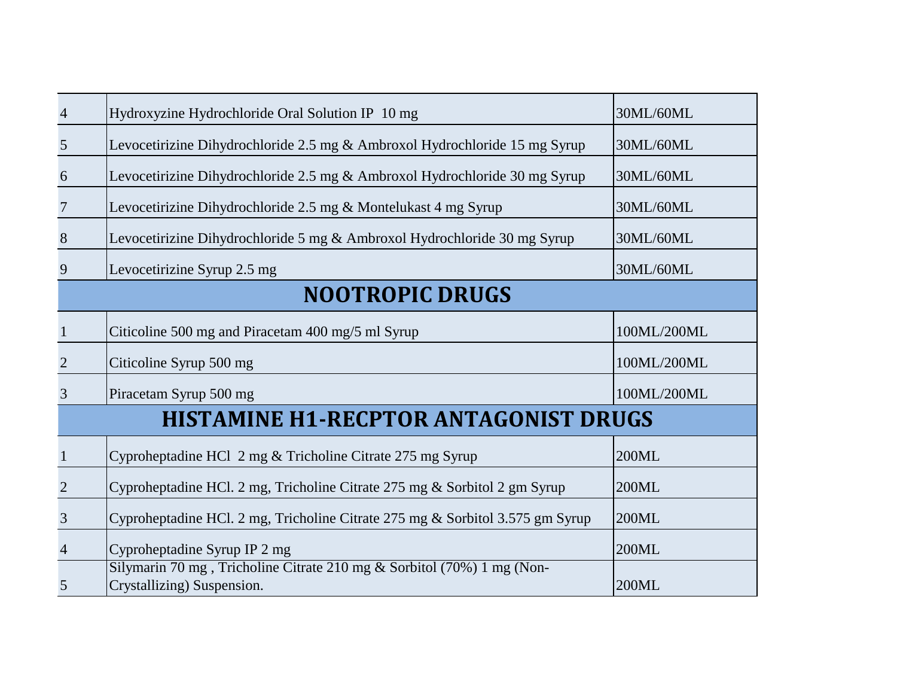| | | |
|---|---|---|
| 4 | Hydroxyzine Hydrochloride Oral Solution IP 10 mg | 30ML/60ML |
| 5 | Levocetirizine Dihydrochloride 2.5 mg & Ambroxol Hydrochloride 15 mg Syrup | 30ML/60ML |
| 6 | Levocetirizine Dihydrochloride 2.5 mg & Ambroxol Hydrochloride 30 mg Syrup | 30ML/60ML |
| 7 | Levocetirizine Dihydrochloride 2.5 mg & Montelukast 4 mg Syrup | 30ML/60ML |
| 8 | Levocetirizine Dihydrochloride 5 mg & Ambroxol Hydrochloride 30 mg Syrup | 30ML/60ML |
| 9 | Levocetirizine Syrup 2.5 mg | 30ML/60ML |
| **NOOTROPIC DRUGS** | | |
| 1 | Citicoline 500 mg and Piracetam 400 mg/5 ml Syrup | 100ML/200ML |
| 2 | Citicoline Syrup 500 mg | 100ML/200ML |
| 3 | Piracetam Syrup 500 mg | 100ML/200ML |
| **HISTAMINE H1-RECPTOR ANTAGONIST DRUGS** | | |
| 1 | Cyproheptadine HCl 2 mg & Tricholine Citrate 275 mg Syrup | 200ML |
| 2 | Cyproheptadine HCl. 2 mg, Tricholine Citrate 275 mg & Sorbitol 2 gm Syrup | 200ML |
| 3 | Cyproheptadine HCl. 2 mg, Tricholine Citrate 275 mg & Sorbitol 3.575 gm Syrup | 200ML |
| 4 | Cyproheptadine Syrup IP 2 mg | 200ML |
| 5 | Silymarin 70 mg , Tricholine Citrate 210 mg & Sorbitol (70%) 1 mg (Non-Crystallizing) Suspension. | 200ML |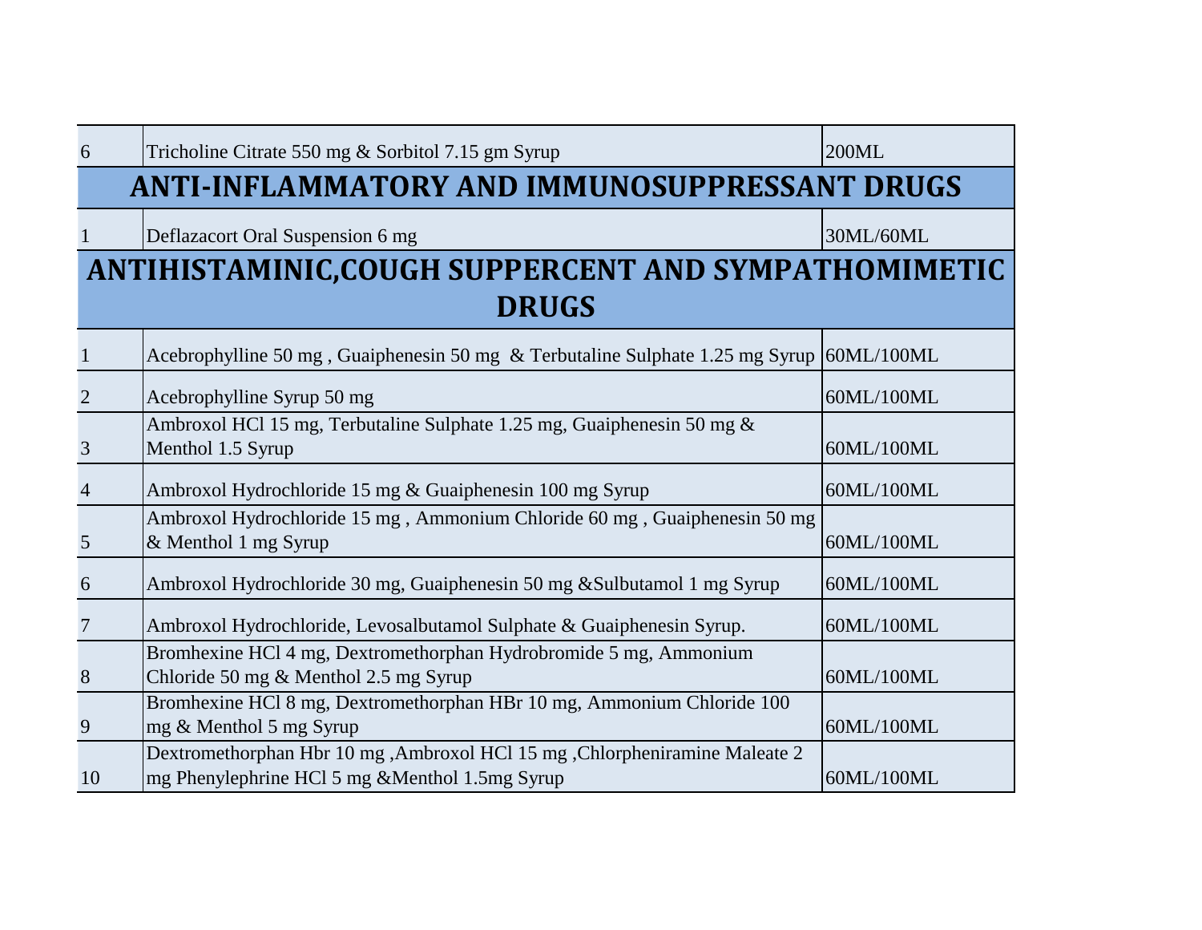| 6 | Tricholine Citrate 550 mg & Sorbitol 7.15 gm Syrup | 200ML |
|---|---|---|

## ANTI-INFLAMMATORY AND IMMUNOSUPPRESSANT DRUGS

| 1 | Deflazacort Oral Suspension 6 mg | 30ML/60ML |
|---|---|---|

## ANTIHISTAMINIC,COUGH SUPPERCENT AND SYMPATHOMIMETIC DRUGS

| 1 | Acebrophylline 50 mg , Guaiphenesin 50 mg & Terbutaline Sulphate 1.25 mg Syrup | 60ML/100ML |
|---|---|---|
| 2 | Acebrophylline Syrup 50 mg | 60ML/100ML |
| 3 | Ambroxol HCl 15 mg, Terbutaline Sulphate 1.25 mg, Guaiphenesin 50 mg & Menthol 1.5 Syrup | 60ML/100ML |
| 4 | Ambroxol Hydrochloride 15 mg & Guaiphenesin 100 mg Syrup | 60ML/100ML |
| 5 | Ambroxol Hydrochloride 15 mg , Ammonium Chloride 60 mg , Guaiphenesin 50 mg & Menthol 1 mg Syrup | 60ML/100ML |
| 6 | Ambroxol Hydrochloride 30 mg, Guaiphenesin 50 mg &Sulbutamol 1 mg Syrup | 60ML/100ML |
| 7 | Ambroxol Hydrochloride, Levosalbutamol Sulphate & Guaiphenesin Syrup. | 60ML/100ML |
| 8 | Bromhexine HCl 4 mg, Dextromethorphan Hydrobromide 5 mg, Ammonium Chloride 50 mg & Menthol 2.5 mg Syrup | 60ML/100ML |
| 9 | Bromhexine HCl 8 mg, Dextromethorphan HBr 10 mg, Ammonium Chloride 100 mg & Menthol 5 mg Syrup | 60ML/100ML |
| 10 | Dextromethorphan Hbr 10 mg ,Ambroxol HCl 15 mg ,Chlorpheniramine Maleate 2 mg Phenylephrine HCl 5 mg &Menthol 1.5mg Syrup | 60ML/100ML |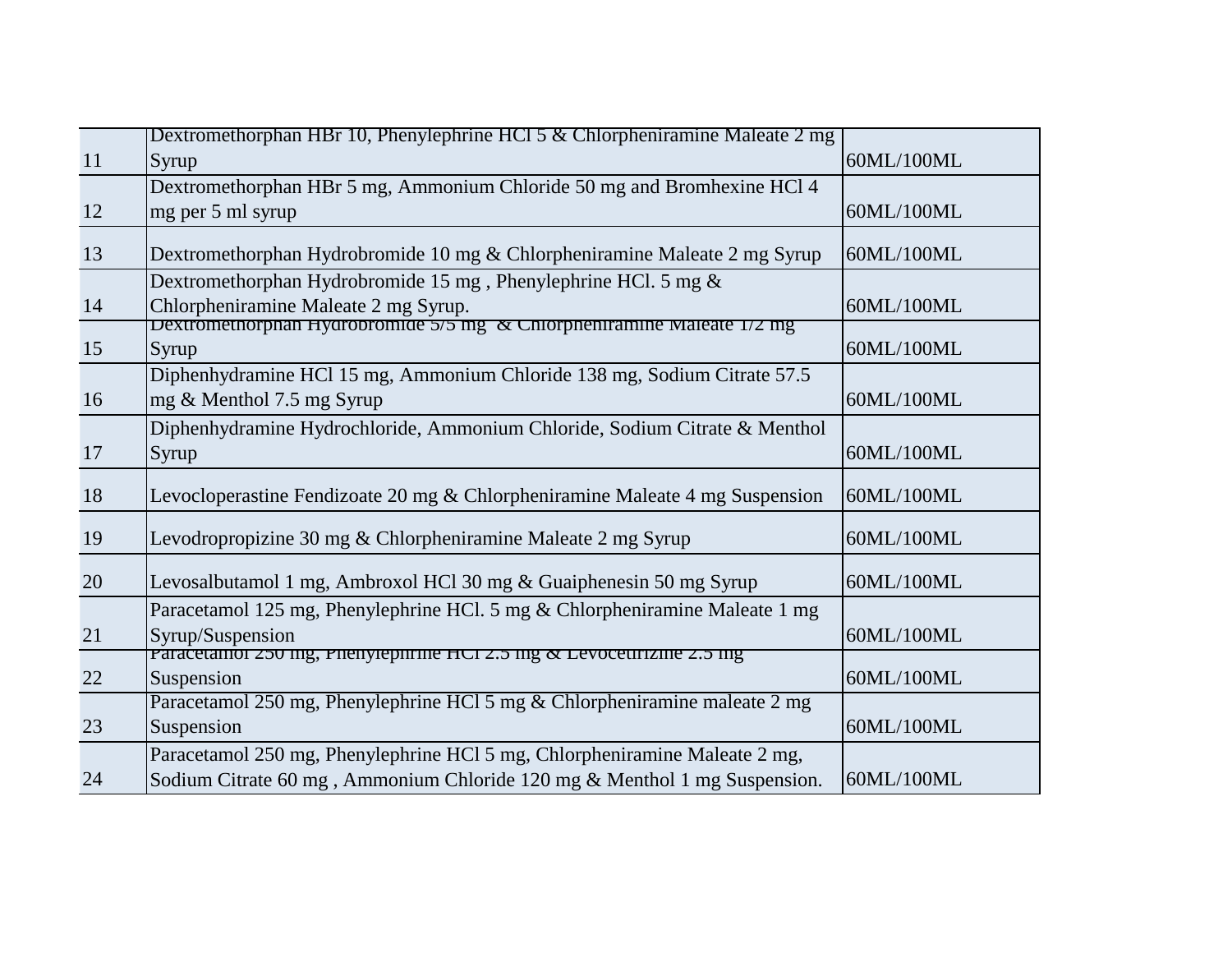| | | |
|---|---|---|
| 11 | Dextromethorphan HBr 10, Phenylephrine HCl 5 & Chlorpheniramine Maleate 2 mg Syrup | 60ML/100ML |
| 12 | Dextromethorphan HBr 5 mg, Ammonium Chloride 50 mg and Bromhexine HCl 4 mg per 5 ml syrup | 60ML/100ML |
| 13 | Dextromethorphan Hydrobromide 10 mg & Chlorpheniramine Maleate 2 mg Syrup | 60ML/100ML |
| 14 | Dextromethorphan Hydrobromide 15 mg , Phenylephrine HCl. 5 mg & Chlorpheniramine Maleate 2 mg Syrup. | 60ML/100ML |
| 15 | Dextromethorphan Hydrobromide 5/5 mg & Chlorpheniramine Maleate 1/2 mg Syrup | 60ML/100ML |
| 16 | Diphenhydramine HCl 15 mg, Ammonium Chloride 138 mg, Sodium Citrate 57.5 mg & Menthol 7.5 mg Syrup | 60ML/100ML |
| 17 | Diphenhydramine Hydrochloride, Ammonium Chloride, Sodium Citrate & Menthol Syrup | 60ML/100ML |
| 18 | Levocloperastine Fendizoate 20 mg & Chlorpheniramine Maleate 4 mg Suspension | 60ML/100ML |
| 19 | Levodropropizine 30 mg & Chlorpheniramine Maleate 2 mg Syrup | 60ML/100ML |
| 20 | Levosalbutamol 1 mg, Ambroxol HCl 30 mg & Guaiphenesin 50 mg Syrup | 60ML/100ML |
| 21 | Paracetamol 125 mg, Phenylephrine HCl. 5 mg & Chlorpheniramine Maleate 1 mg Syrup/Suspension | 60ML/100ML |
| 22 | Paracetamol 250 mg, Phenylephrine HCl 2.5 mg & Levocetirizine 2.5 mg Suspension | 60ML/100ML |
| 23 | Paracetamol 250 mg, Phenylephrine HCl 5 mg & Chlorpheniramine maleate 2 mg Suspension | 60ML/100ML |
| 24 | Paracetamol 250 mg, Phenylephrine HCl 5 mg, Chlorpheniramine Maleate 2 mg, Sodium Citrate 60 mg , Ammonium Chloride 120 mg & Menthol 1 mg Suspension. | 60ML/100ML |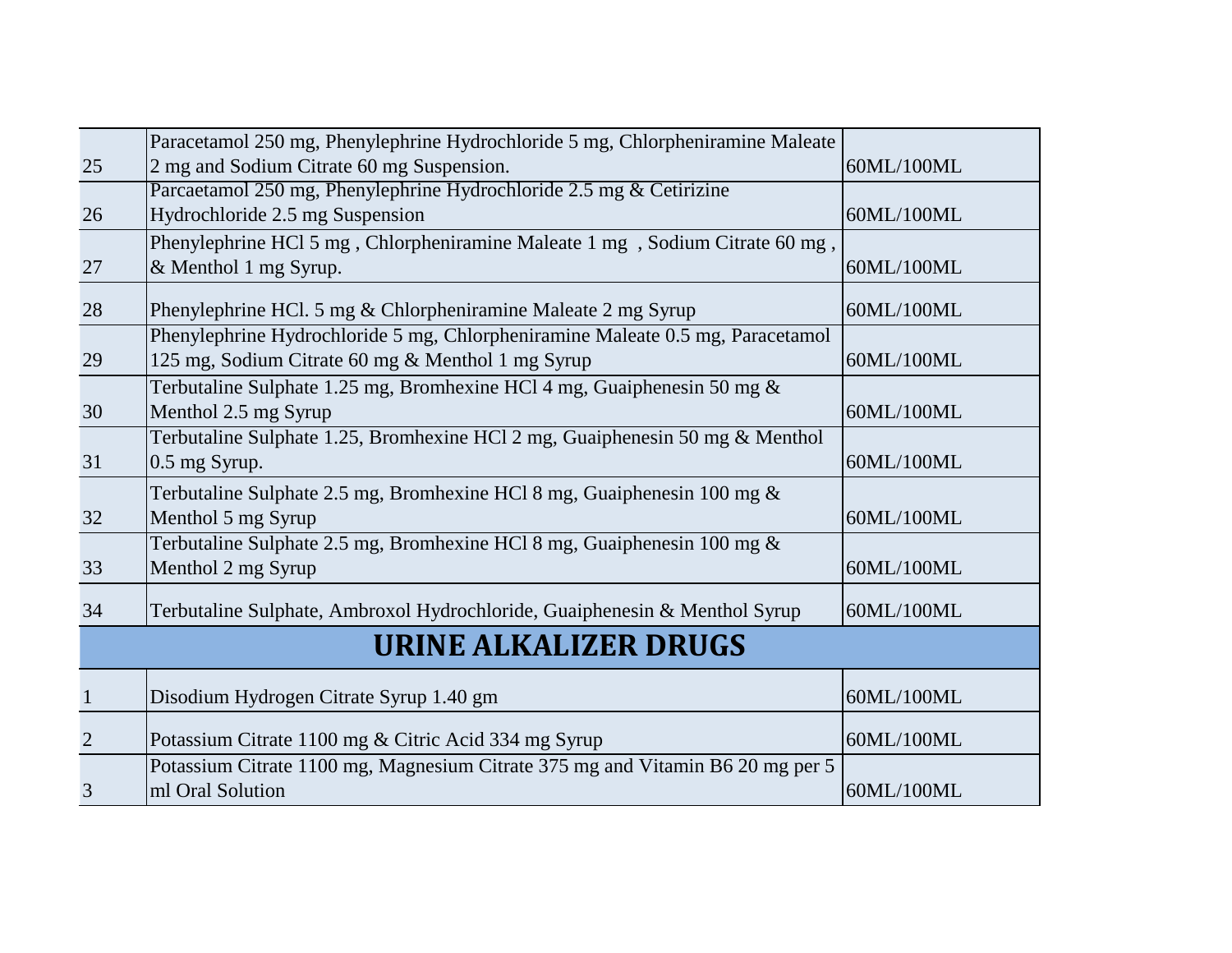| | | |
|---|---|---|
| 25 | Paracetamol 250 mg, Phenylephrine Hydrochloride 5 mg, Chlorpheniramine Maleate 2 mg and Sodium Citrate 60 mg Suspension. | 60ML/100ML |
| 26 | Parcaetamol 250 mg, Phenylephrine Hydrochloride 2.5 mg & Cetirizine Hydrochloride 2.5 mg Suspension | 60ML/100ML |
| 27 | Phenylephrine HCl 5 mg , Chlorpheniramine Maleate 1 mg , Sodium Citrate 60 mg , & Menthol 1 mg Syrup. | 60ML/100ML |
| 28 | Phenylephrine HCl. 5 mg & Chlorpheniramine Maleate 2 mg Syrup | 60ML/100ML |
| 29 | Phenylephrine Hydrochloride 5 mg, Chlorpheniramine Maleate 0.5 mg, Paracetamol 125 mg, Sodium Citrate 60 mg & Menthol 1 mg Syrup | 60ML/100ML |
| 30 | Terbutaline Sulphate 1.25 mg, Bromhexine HCl 4 mg, Guaiphenesin 50 mg & Menthol 2.5 mg Syrup | 60ML/100ML |
| 31 | Terbutaline Sulphate 1.25, Bromhexine HCl 2 mg, Guaiphenesin 50 mg & Menthol 0.5 mg Syrup. | 60ML/100ML |
| 32 | Terbutaline Sulphate 2.5 mg, Bromhexine HCl 8 mg, Guaiphenesin 100 mg & Menthol 5 mg Syrup | 60ML/100ML |
| 33 | Terbutaline Sulphate 2.5 mg, Bromhexine HCl 8 mg, Guaiphenesin 100 mg & Menthol 2 mg Syrup | 60ML/100ML |
| 34 | Terbutaline Sulphate, Ambroxol Hydrochloride, Guaiphenesin & Menthol Syrup | 60ML/100ML |

## URINE ALKALIZER DRUGS

| | | |
|---|---|---|
| 1 | Disodium Hydrogen Citrate Syrup 1.40 gm | 60ML/100ML |
| 2 | Potassium Citrate 1100 mg & Citric Acid 334 mg Syrup | 60ML/100ML |
| 3 | Potassium Citrate 1100 mg, Magnesium Citrate 375 mg and Vitamin B6 20 mg per 5 ml Oral Solution | 60ML/100ML |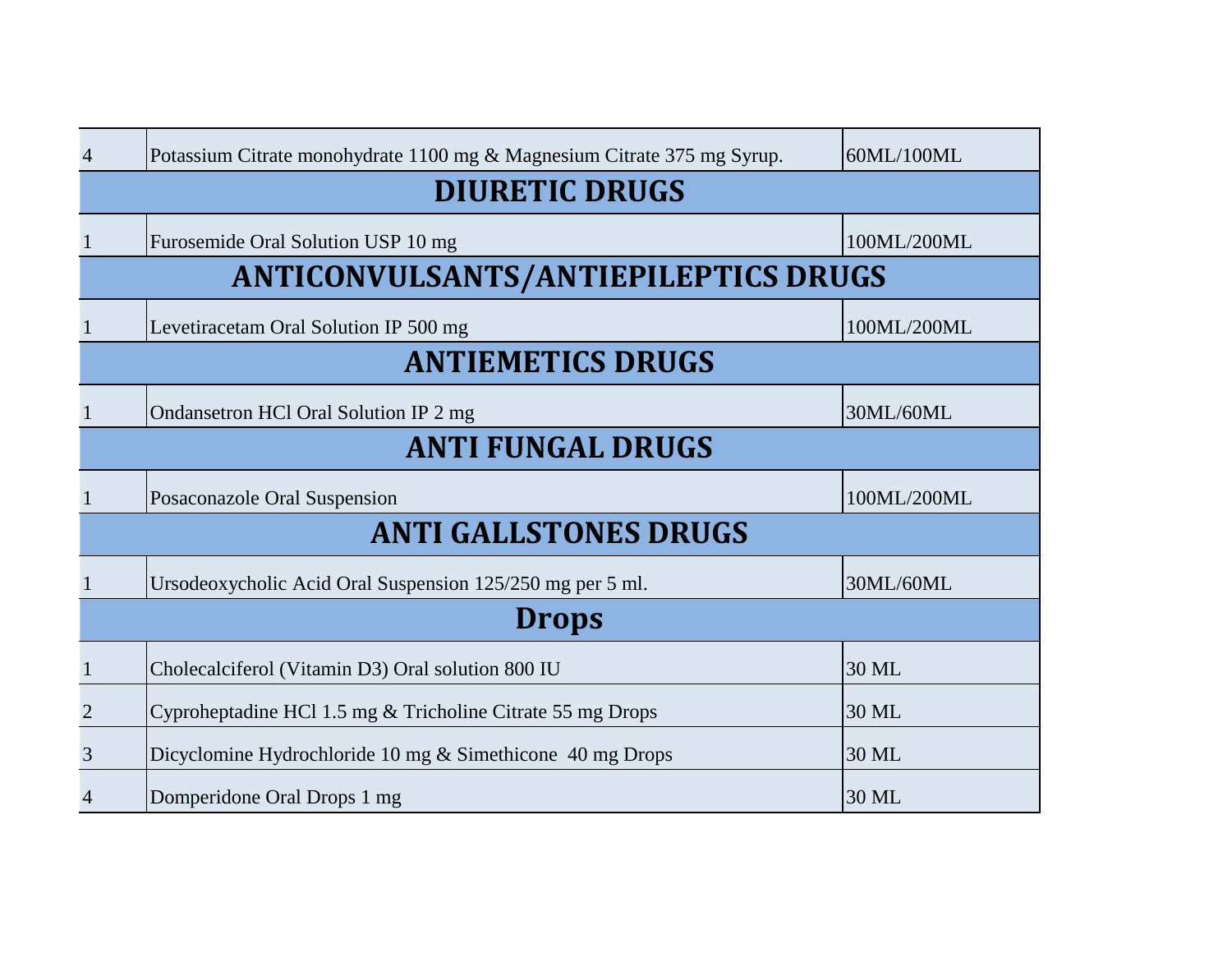| | | |
|---|---|---|
| 4 | Potassium Citrate monohydrate 1100 mg & Magnesium Citrate 375 mg Syrup. | 60ML/100ML |
| **DIURETIC DRUGS** | | |
| 1 | Furosemide Oral Solution USP 10 mg | 100ML/200ML |
| **ANTICONVULSANTS/ANTIEPILEPTICS DRUGS** | | |
| 1 | Levetiracetam Oral Solution IP 500 mg | 100ML/200ML |
| **ANTIEMETICS DRUGS** | | |
| 1 | Ondansetron HCl Oral Solution IP 2 mg | 30ML/60ML |
| **ANTI FUNGAL DRUGS** | | |
| 1 | Posaconazole Oral Suspension | 100ML/200ML |
| **ANTI GALLSTONES DRUGS** | | |
| 1 | Ursodeoxycholic Acid Oral Suspension 125/250 mg per 5 ml. | 30ML/60ML |
| **Drops** | | |
| 1 | Cholecalciferol (Vitamin D3) Oral solution 800 IU | 30 ML |
| 2 | Cyproheptadine HCl 1.5 mg & Tricholine Citrate 55 mg Drops | 30 ML |
| 3 | Dicyclomine Hydrochloride 10 mg & Simethicone 40 mg Drops | 30 ML |
| 4 | Domperidone Oral Drops 1 mg | 30 ML |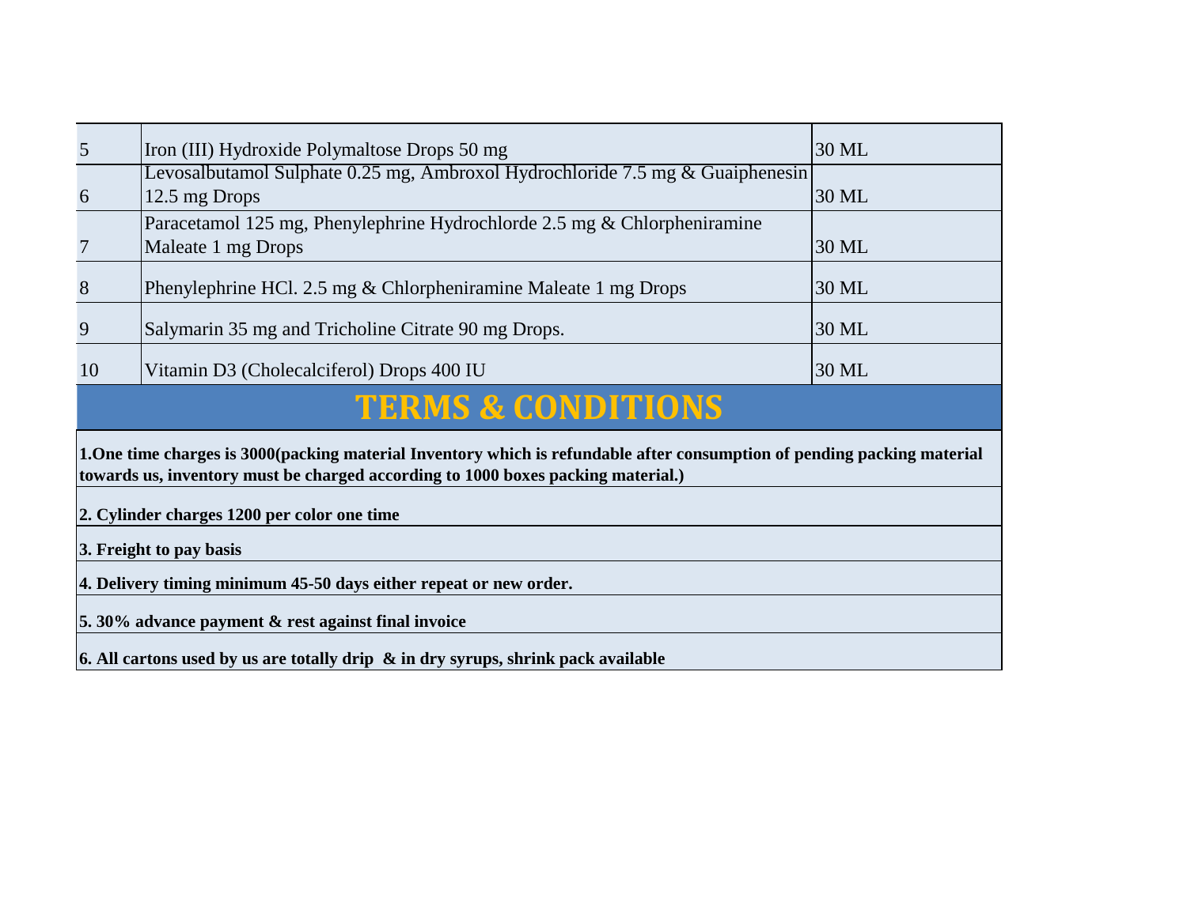| | | |
|---|---|---|
| 5 | Iron (III) Hydroxide Polymaltose Drops 50 mg | 30 ML |
| 6 | Levosalbutamol Sulphate 0.25 mg, Ambroxol Hydrochloride 7.5 mg & Guaiphenesin 12.5 mg Drops | 30 ML |
| 7 | Paracetamol 125 mg, Phenylephrine Hydrochlorde 2.5 mg & Chlorpheniramine Maleate 1 mg Drops | 30 ML |
| 8 | Phenylephrine HCl. 2.5 mg & Chlorpheniramine Maleate 1 mg Drops | 30 ML |
| 9 | Salymarin 35 mg and Tricholine Citrate 90 mg Drops. | 30 ML |
| 10 | Vitamin D3 (Cholecalciferol) Drops 400 IU | 30 ML |

## TERMS & CONDITIONS

**1.One time charges is 3000(packing material Inventory which is refundable after consumption of pending packing material towards us, inventory must be charged according to 1000 boxes packing material.)**

**2. Cylinder charges 1200 per color one time**

**3. Freight to pay basis**

**4. Delivery timing minimum 45-50 days either repeat or new order.**

**5. 30% advance payment & rest against final invoice**

**6. All cartons used by us are totally drip & in dry syrups, shrink pack available**